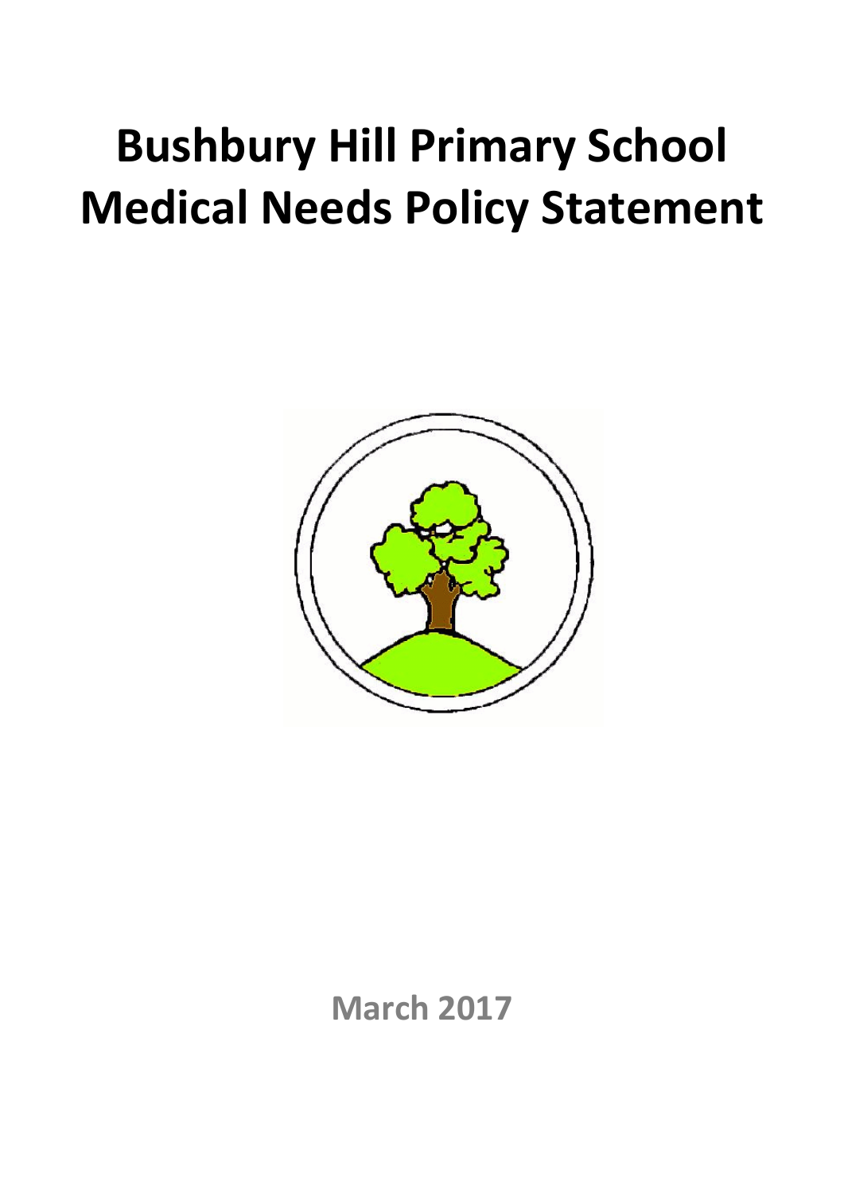# Bushbury Hill Primary School Medical Needs Policy Statement

**March 2017**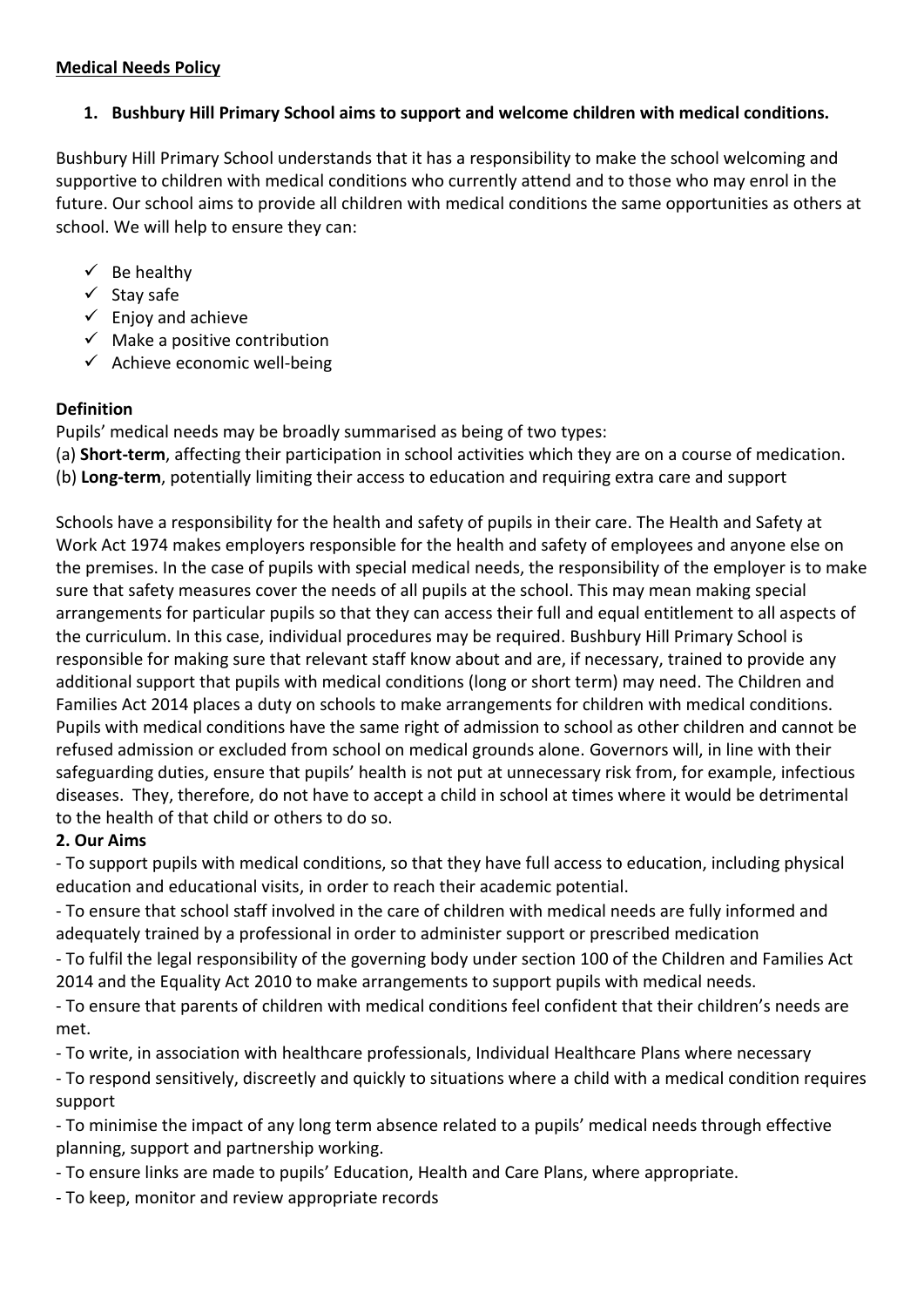**Medical Needs Policy**

## 1. Bushbury Hill Primary School aims to support and welcome children with medical conditions.

Bushbury Hill Primary School understands that it has a responsibility to make the school welcoming and supportive to children with medical conditions who currently attend and to those who may enrol in the future. Our school aims to provide all children with medical conditions the same opportunities as others at school. We will help to ensure they can:

- ✓ Be healthy
- ✓ Stay safe
- ✓ Enjoy and achieve
- ✓ Make a positive contribution
- ✓ Achieve economic well-being

**Definition**

Pupils' medical needs may be broadly summarised as being of two types:

(a) **Short-term**, affecting their participation in school activities which they are on a course of medication.

(b) **Long-term**, potentially limiting their access to education and requiring extra care and support

Schools have a responsibility for the health and safety of pupils in their care. The Health and Safety at Work Act 1974 makes employers responsible for the health and safety of employees and anyone else on the premises. In the case of pupils with special medical needs, the responsibility of the employer is to make sure that safety measures cover the needs of all pupils at the school. This may mean making special arrangements for particular pupils so that they can access their full and equal entitlement to all aspects of the curriculum. In this case, individual procedures may be required. Bushbury Hill Primary School is responsible for making sure that relevant staff know about and are, if necessary, trained to provide any additional support that pupils with medical conditions (long or short term) may need. The Children and Families Act 2014 places a duty on schools to make arrangements for children with medical conditions. Pupils with medical conditions have the same right of admission to school as other children and cannot be refused admission or excluded from school on medical grounds alone. Governors will, in line with their safeguarding duties, ensure that pupils' health is not put at unnecessary risk from, for example, infectious diseases. They, therefore, do not have to accept a child in school at times where it would be detrimental to the health of that child or others to do so.

## 2. Our Aims

- To support pupils with medical conditions, so that they have full access to education, including physical education and educational visits, in order to reach their academic potential.
- To ensure that school staff involved in the care of children with medical needs are fully informed and adequately trained by a professional in order to administer support or prescribed medication
- To fulfil the legal responsibility of the governing body under section 100 of the Children and Families Act 2014 and the Equality Act 2010 to make arrangements to support pupils with medical needs.
- To ensure that parents of children with medical conditions feel confident that their children's needs are met.
- To write, in association with healthcare professionals, Individual Healthcare Plans where necessary
- To respond sensitively, discreetly and quickly to situations where a child with a medical condition requires support
- To minimise the impact of any long term absence related to a pupils' medical needs through effective planning, support and partnership working.
- To ensure links are made to pupils' Education, Health and Care Plans, where appropriate.
- To keep, monitor and review appropriate records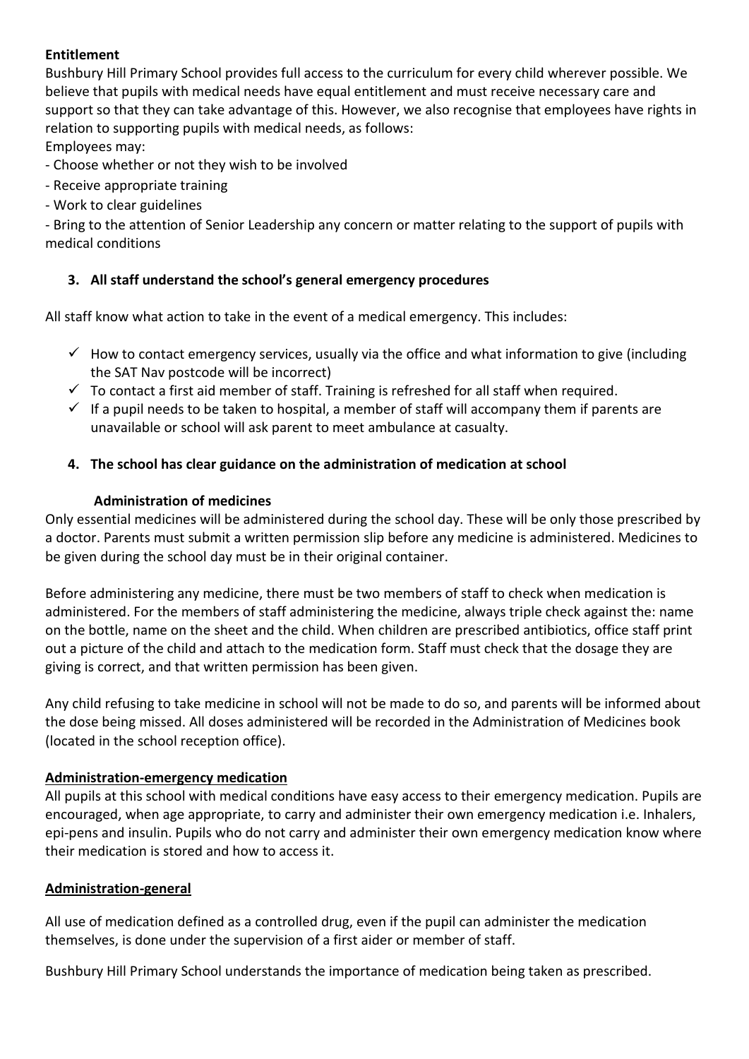**Entitlement**

Bushbury Hill Primary School provides full access to the curriculum for every child wherever possible. We believe that pupils with medical needs have equal entitlement and must receive necessary care and support so that they can take advantage of this. However, we also recognise that employees have rights in relation to supporting pupils with medical needs, as follows:

Employees may:

- Choose whether or not they wish to be involved
- Receive appropriate training
- Work to clear guidelines
- Bring to the attention of Senior Leadership any concern or matter relating to the support of pupils with medical conditions

### 3. All staff understand the school's general emergency procedures

All staff know what action to take in the event of a medical emergency. This includes:

- ✓ How to contact emergency services, usually via the office and what information to give (including the SAT Nav postcode will be incorrect)
- ✓ To contact a first aid member of staff. Training is refreshed for all staff when required.
- ✓ If a pupil needs to be taken to hospital, a member of staff will accompany them if parents are unavailable or school will ask parent to meet ambulance at casualty.

### 4. The school has clear guidance on the administration of medication at school

**Administration of medicines**

Only essential medicines will be administered during the school day. These will be only those prescribed by a doctor. Parents must submit a written permission slip before any medicine is administered. Medicines to be given during the school day must be in their original container.

Before administering any medicine, there must be two members of staff to check when medication is administered. For the members of staff administering the medicine, always triple check against the: name on the bottle, name on the sheet and the child. When children are prescribed antibiotics, office staff print out a picture of the child and attach to the medication form. Staff must check that the dosage they are giving is correct, and that written permission has been given.

Any child refusing to take medicine in school will not be made to do so, and parents will be informed about the dose being missed. All doses administered will be recorded in the Administration of Medicines book (located in the school reception office).

**Administration-emergency medication**

All pupils at this school with medical conditions have easy access to their emergency medication. Pupils are encouraged, when age appropriate, to carry and administer their own emergency medication i.e. Inhalers, epi-pens and insulin. Pupils who do not carry and administer their own emergency medication know where their medication is stored and how to access it.

**Administration-general**

All use of medication defined as a controlled drug, even if the pupil can administer the medication themselves, is done under the supervision of a first aider or member of staff.

Bushbury Hill Primary School understands the importance of medication being taken as prescribed.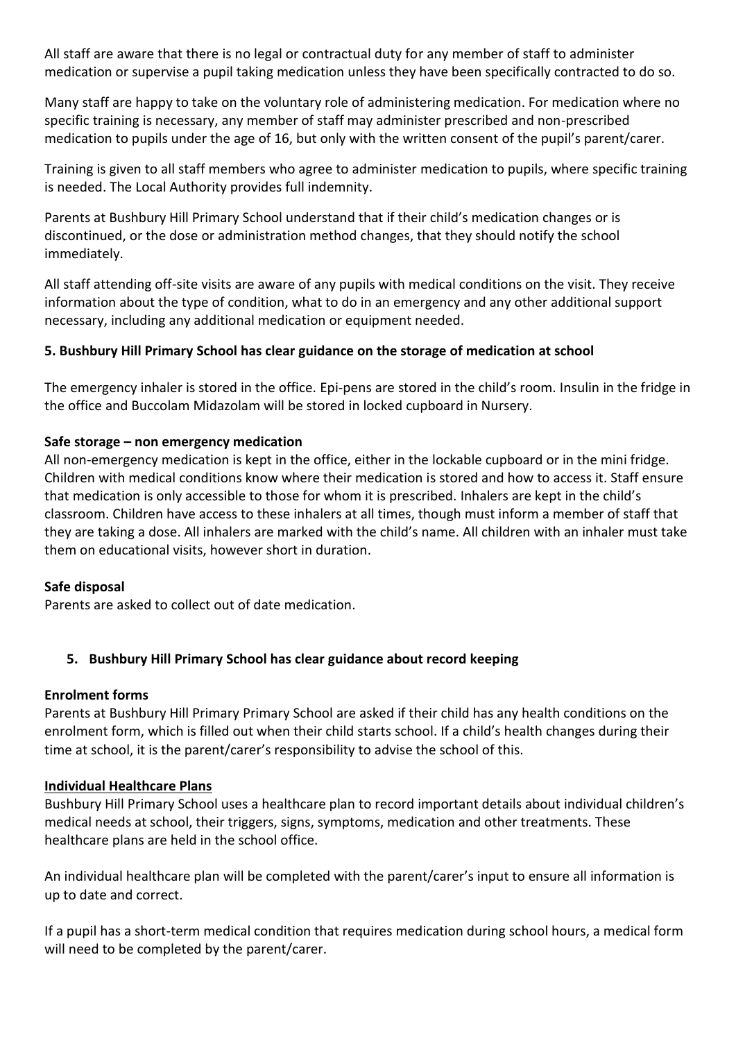All staff are aware that there is no legal or contractual duty for any member of staff to administer medication or supervise a pupil taking medication unless they have been specifically contracted to do so.

Many staff are happy to take on the voluntary role of administering medication. For medication where no specific training is necessary, any member of staff may administer prescribed and non-prescribed medication to pupils under the age of 16, but only with the written consent of the pupil's parent/carer.

Training is given to all staff members who agree to administer medication to pupils, where specific training is needed. The Local Authority provides full indemnity.

Parents at Bushbury Hill Primary School understand that if their child's medication changes or is discontinued, or the dose or administration method changes, that they should notify the school immediately.

All staff attending off-site visits are aware of any pupils with medical conditions on the visit. They receive information about the type of condition, what to do in an emergency and any other additional support necessary, including any additional medication or equipment needed.

**5. Bushbury Hill Primary School has clear guidance on the storage of medication at school**

The emergency inhaler is stored in the office. Epi-pens are stored in the child's room. Insulin in the fridge in the office and Buccolam Midazolam will be stored in locked cupboard in Nursery.

**Safe storage – non emergency medication**

All non-emergency medication is kept in the office, either in the lockable cupboard or in the mini fridge. Children with medical conditions know where their medication is stored and how to access it. Staff ensure that medication is only accessible to those for whom it is prescribed. Inhalers are kept in the child's classroom. Children have access to these inhalers at all times, though must inform a member of staff that they are taking a dose. All inhalers are marked with the child's name. All children with an inhaler must take them on educational visits, however short in duration.

**Safe disposal**

Parents are asked to collect out of date medication.

**5. Bushbury Hill Primary School has clear guidance about record keeping**

**Enrolment forms**

Parents at Bushbury Hill Primary Primary School are asked if their child has any health conditions on the enrolment form, which is filled out when their child starts school. If a child's health changes during their time at school, it is the parent/carer's responsibility to advise the school of this.

**Individual Healthcare Plans**

Bushbury Hill Primary School uses a healthcare plan to record important details about individual children's medical needs at school, their triggers, signs, symptoms, medication and other treatments. These healthcare plans are held in the school office.

An individual healthcare plan will be completed with the parent/carer's input to ensure all information is up to date and correct.

If a pupil has a short-term medical condition that requires medication during school hours, a medical form will need to be completed by the parent/carer.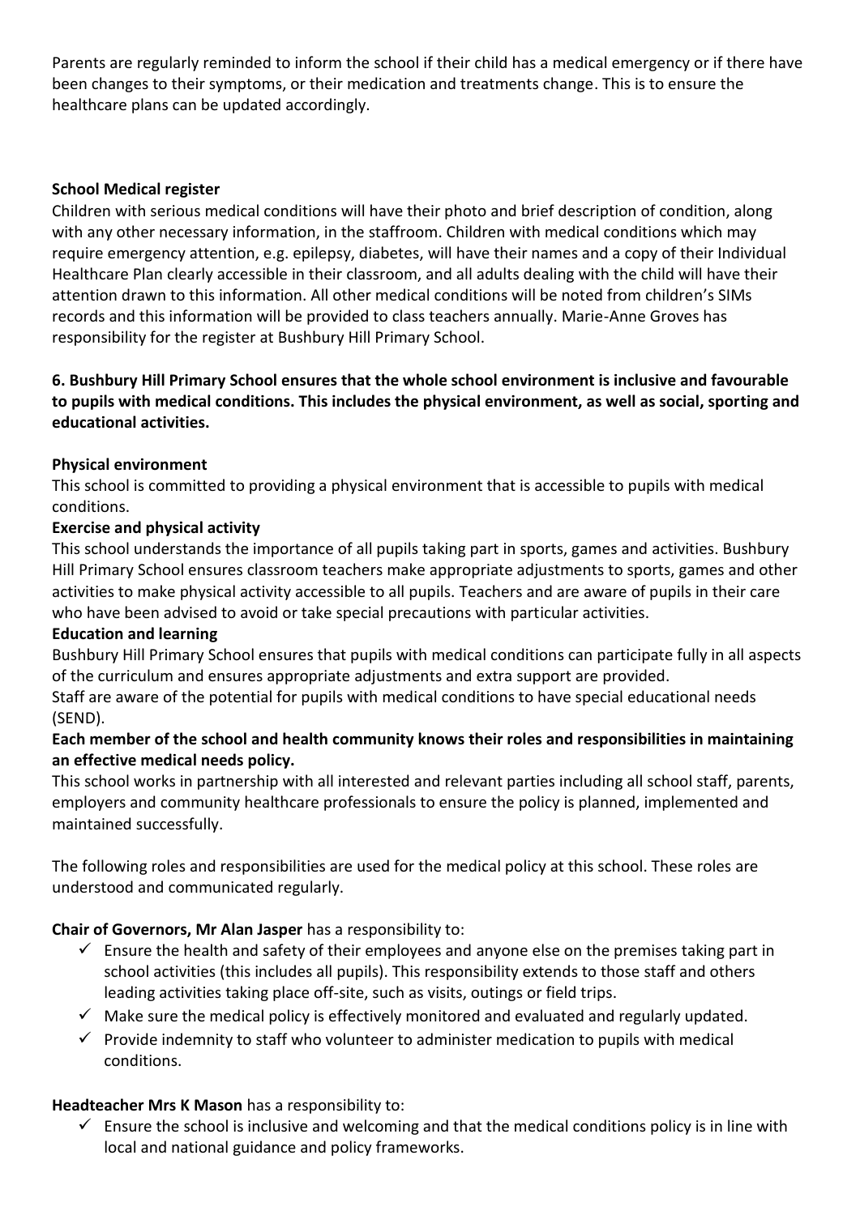Parents are regularly reminded to inform the school if their child has a medical emergency or if there have been changes to their symptoms, or their medication and treatments change. This is to ensure the healthcare plans can be updated accordingly.

**School Medical register**

Children with serious medical conditions will have their photo and brief description of condition, along with any other necessary information, in the staffroom. Children with medical conditions which may require emergency attention, e.g. epilepsy, diabetes, will have their names and a copy of their Individual Healthcare Plan clearly accessible in their classroom, and all adults dealing with the child will have their attention drawn to this information. All other medical conditions will be noted from children's SIMs records and this information will be provided to class teachers annually. Marie-Anne Groves has responsibility for the register at Bushbury Hill Primary School.

**6. Bushbury Hill Primary School ensures that the whole school environment is inclusive and favourable to pupils with medical conditions. This includes the physical environment, as well as social, sporting and educational activities.**

**Physical environment**

This school is committed to providing a physical environment that is accessible to pupils with medical conditions.

**Exercise and physical activity**

This school understands the importance of all pupils taking part in sports, games and activities. Bushbury Hill Primary School ensures classroom teachers make appropriate adjustments to sports, games and other activities to make physical activity accessible to all pupils. Teachers and are aware of pupils in their care who have been advised to avoid or take special precautions with particular activities.

**Education and learning**

Bushbury Hill Primary School ensures that pupils with medical conditions can participate fully in all aspects of the curriculum and ensures appropriate adjustments and extra support are provided.

Staff are aware of the potential for pupils with medical conditions to have special educational needs (SEND).

**Each member of the school and health community knows their roles and responsibilities in maintaining an effective medical needs policy.**

This school works in partnership with all interested and relevant parties including all school staff, parents, employers and community healthcare professionals to ensure the policy is planned, implemented and maintained successfully.

The following roles and responsibilities are used for the medical policy at this school. These roles are understood and communicated regularly.

**Chair of Governors, Mr Alan Jasper** has a responsibility to:

- ✓ Ensure the health and safety of their employees and anyone else on the premises taking part in school activities (this includes all pupils). This responsibility extends to those staff and others leading activities taking place off-site, such as visits, outings or field trips.
- ✓ Make sure the medical policy is effectively monitored and evaluated and regularly updated.
- ✓ Provide indemnity to staff who volunteer to administer medication to pupils with medical conditions.

**Headteacher Mrs K Mason** has a responsibility to:

- ✓ Ensure the school is inclusive and welcoming and that the medical conditions policy is in line with local and national guidance and policy frameworks.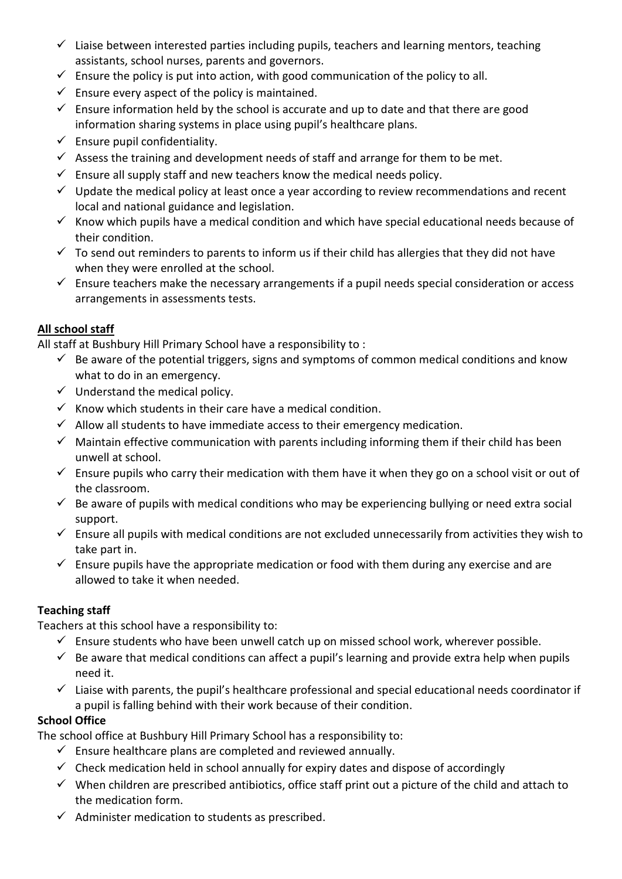- ✓ Liaise between interested parties including pupils, teachers and learning mentors, teaching assistants, school nurses, parents and governors.
- ✓ Ensure the policy is put into action, with good communication of the policy to all.
- ✓ Ensure every aspect of the policy is maintained.
- ✓ Ensure information held by the school is accurate and up to date and that there are good information sharing systems in place using pupil's healthcare plans.
- ✓ Ensure pupil confidentiality.
- ✓ Assess the training and development needs of staff and arrange for them to be met.
- ✓ Ensure all supply staff and new teachers know the medical needs policy.
- ✓ Update the medical policy at least once a year according to review recommendations and recent local and national guidance and legislation.
- ✓ Know which pupils have a medical condition and which have special educational needs because of their condition.
- ✓ To send out reminders to parents to inform us if their child has allergies that they did not have when they were enrolled at the school.
- ✓ Ensure teachers make the necessary arrangements if a pupil needs special consideration or access arrangements in assessments tests.

**<u>All school staff</u>**

All staff at Bushbury Hill Primary School have a responsibility to :

- ✓ Be aware of the potential triggers, signs and symptoms of common medical conditions and know what to do in an emergency.
- ✓ Understand the medical policy.
- ✓ Know which students in their care have a medical condition.
- ✓ Allow all students to have immediate access to their emergency medication.
- ✓ Maintain effective communication with parents including informing them if their child has been unwell at school.
- ✓ Ensure pupils who carry their medication with them have it when they go on a school visit or out of the classroom.
- ✓ Be aware of pupils with medical conditions who may be experiencing bullying or need extra social support.
- ✓ Ensure all pupils with medical conditions are not excluded unnecessarily from activities they wish to take part in.
- ✓ Ensure pupils have the appropriate medication or food with them during any exercise and are allowed to take it when needed.

**Teaching staff**

Teachers at this school have a responsibility to:

- ✓ Ensure students who have been unwell catch up on missed school work, wherever possible.
- ✓ Be aware that medical conditions can affect a pupil's learning and provide extra help when pupils need it.
- ✓ Liaise with parents, the pupil's healthcare professional and special educational needs coordinator if a pupil is falling behind with their work because of their condition.

**School Office**

The school office at Bushbury Hill Primary School has a responsibility to:

- ✓ Ensure healthcare plans are completed and reviewed annually.
- ✓ Check medication held in school annually for expiry dates and dispose of accordingly
- ✓ When children are prescribed antibiotics, office staff print out a picture of the child and attach to the medication form.
- ✓ Administer medication to students as prescribed.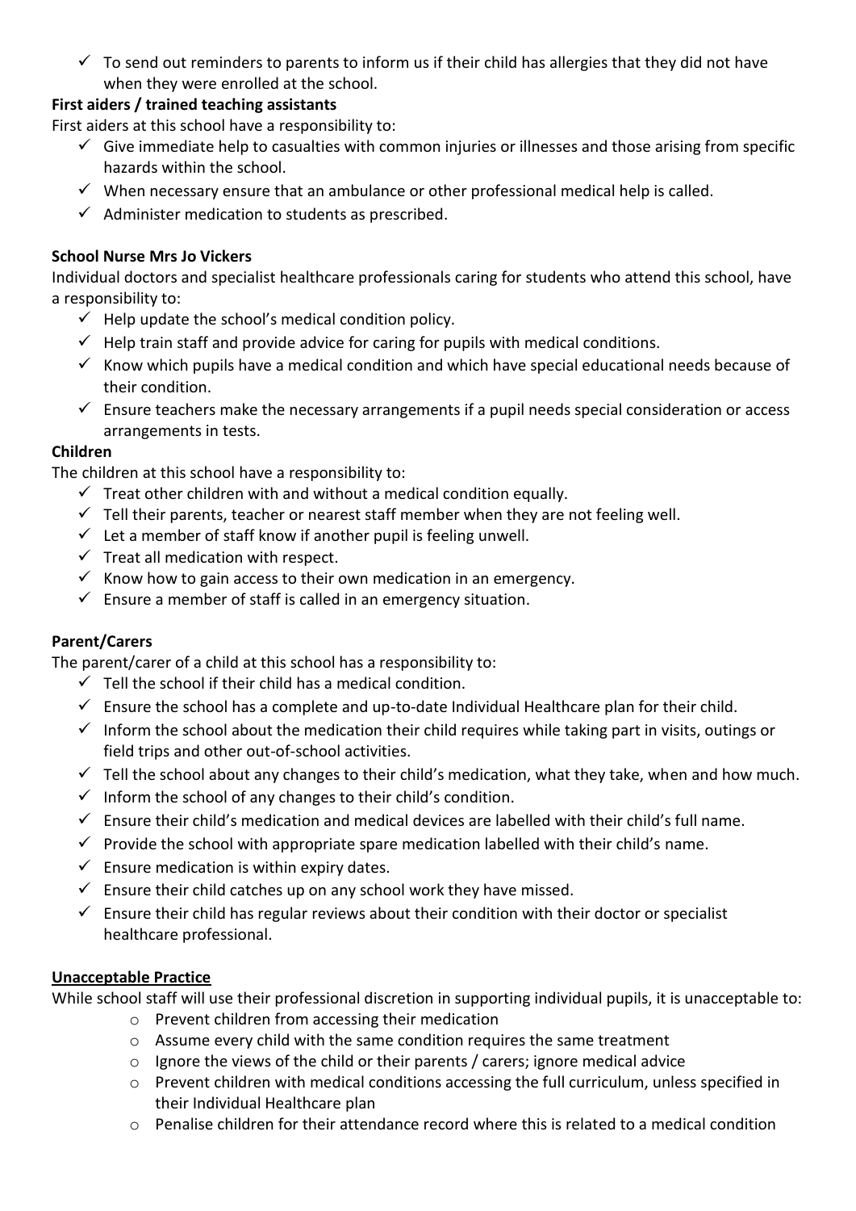- ✓ To send out reminders to parents to inform us if their child has allergies that they did not have when they were enrolled at the school.

**First aiders / trained teaching assistants**

First aiders at this school have a responsibility to:

- ✓ Give immediate help to casualties with common injuries or illnesses and those arising from specific hazards within the school.
- ✓ When necessary ensure that an ambulance or other professional medical help is called.
- ✓ Administer medication to students as prescribed.

**School Nurse Mrs Jo Vickers**

Individual doctors and specialist healthcare professionals caring for students who attend this school, have a responsibility to:

- ✓ Help update the school's medical condition policy.
- ✓ Help train staff and provide advice for caring for pupils with medical conditions.
- ✓ Know which pupils have a medical condition and which have special educational needs because of their condition.
- ✓ Ensure teachers make the necessary arrangements if a pupil needs special consideration or access arrangements in tests.

**Children**

The children at this school have a responsibility to:

- ✓ Treat other children with and without a medical condition equally.
- ✓ Tell their parents, teacher or nearest staff member when they are not feeling well.
- ✓ Let a member of staff know if another pupil is feeling unwell.
- ✓ Treat all medication with respect.
- ✓ Know how to gain access to their own medication in an emergency.
- ✓ Ensure a member of staff is called in an emergency situation.

**Parent/Carers**

The parent/carer of a child at this school has a responsibility to:

- ✓ Tell the school if their child has a medical condition.
- ✓ Ensure the school has a complete and up-to-date Individual Healthcare plan for their child.
- ✓ Inform the school about the medication their child requires while taking part in visits, outings or field trips and other out-of-school activities.
- ✓ Tell the school about any changes to their child's medication, what they take, when and how much.
- ✓ Inform the school of any changes to their child's condition.
- ✓ Ensure their child's medication and medical devices are labelled with their child's full name.
- ✓ Provide the school with appropriate spare medication labelled with their child's name.
- ✓ Ensure medication is within expiry dates.
- ✓ Ensure their child catches up on any school work they have missed.
- ✓ Ensure their child has regular reviews about their condition with their doctor or specialist healthcare professional.

**<u>Unacceptable Practice</u>**

While school staff will use their professional discretion in supporting individual pupils, it is unacceptable to:

- Prevent children from accessing their medication
- Assume every child with the same condition requires the same treatment
- Ignore the views of the child or their parents / carers; ignore medical advice
- Prevent children with medical conditions accessing the full curriculum, unless specified in their Individual Healthcare plan
- Penalise children for their attendance record where this is related to a medical condition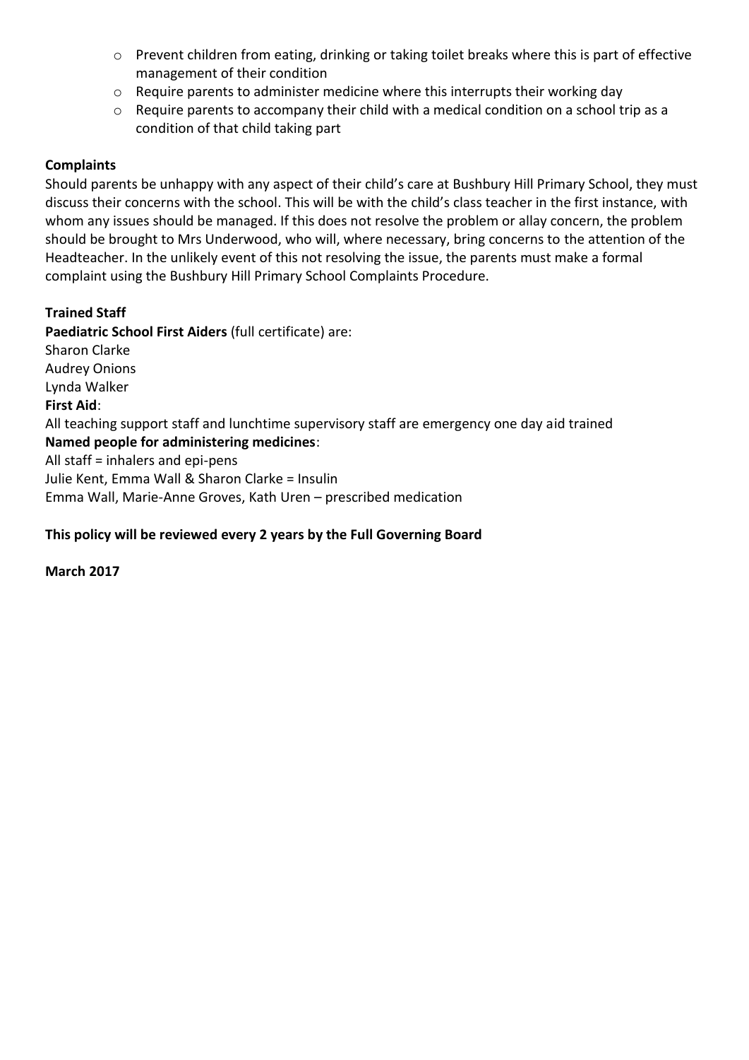- Prevent children from eating, drinking or taking toilet breaks where this is part of effective management of their condition
- Require parents to administer medicine where this interrupts their working day
- Require parents to accompany their child with a medical condition on a school trip as a condition of that child taking part

**Complaints**

Should parents be unhappy with any aspect of their child's care at Bushbury Hill Primary School, they must discuss their concerns with the school. This will be with the child's class teacher in the first instance, with whom any issues should be managed. If this does not resolve the problem or allay concern, the problem should be brought to Mrs Underwood, who will, where necessary, bring concerns to the attention of the Headteacher. In the unlikely event of this not resolving the issue, the parents must make a formal complaint using the Bushbury Hill Primary School Complaints Procedure.

**Trained Staff**

**Paediatric School First Aiders** (full certificate) are:
Sharon Clarke
Audrey Onions
Lynda Walker

**First Aid**:
All teaching support staff and lunchtime supervisory staff are emergency one day aid trained

**Named people for administering medicines**:
All staff = inhalers and epi-pens
Julie Kent, Emma Wall & Sharon Clarke = Insulin
Emma Wall, Marie-Anne Groves, Kath Uren – prescribed medication

**This policy will be reviewed every 2 years by the Full Governing Board**

**March 2017**